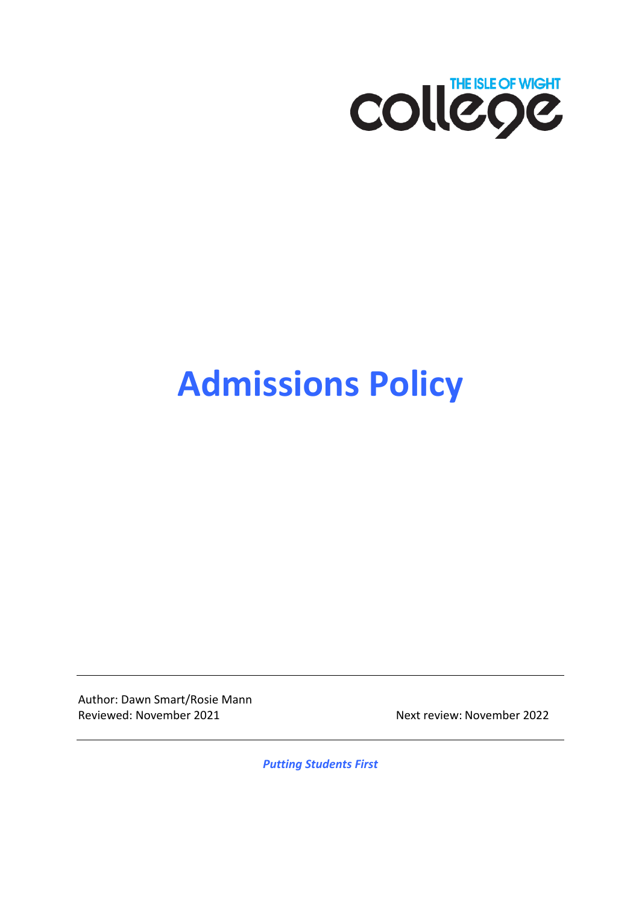THE ISLE OF WIGHT college

# Admissions Policy

Author: Dawn Smart/Rosie Mann
Reviewed: November 2021 Next review: November 2022

***Putting Students First***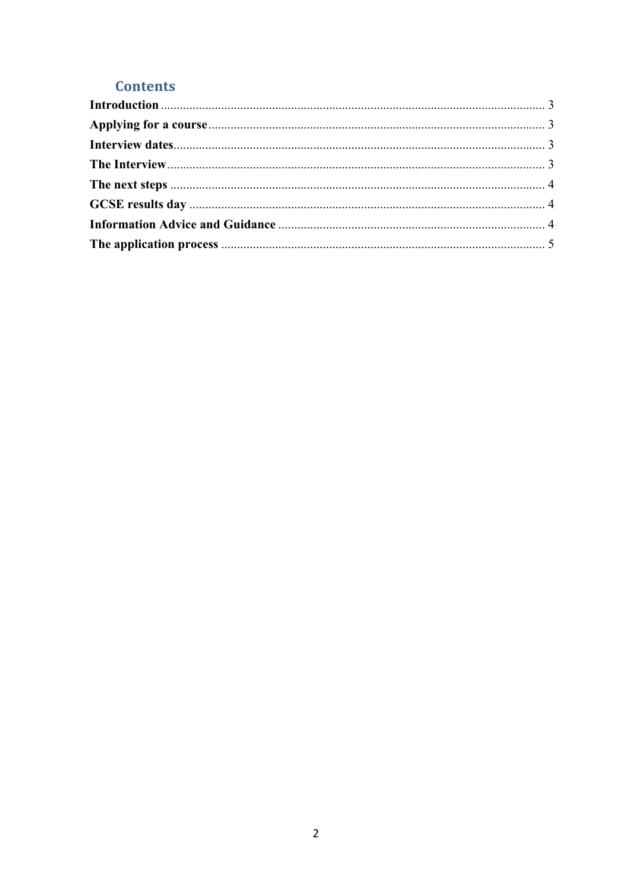## Contents

**Introduction** ........................................................................................................................ 3
**Applying for a course** ......................................................................................................... 3
**Interview dates** .................................................................................................................... 3
**The Interview** ...................................................................................................................... 3
**The next steps** ..................................................................................................................... 4
**GCSE results day** ................................................................................................................ 4
**Information Advice and Guidance** .................................................................................... 4
**The application process** ...................................................................................................... 5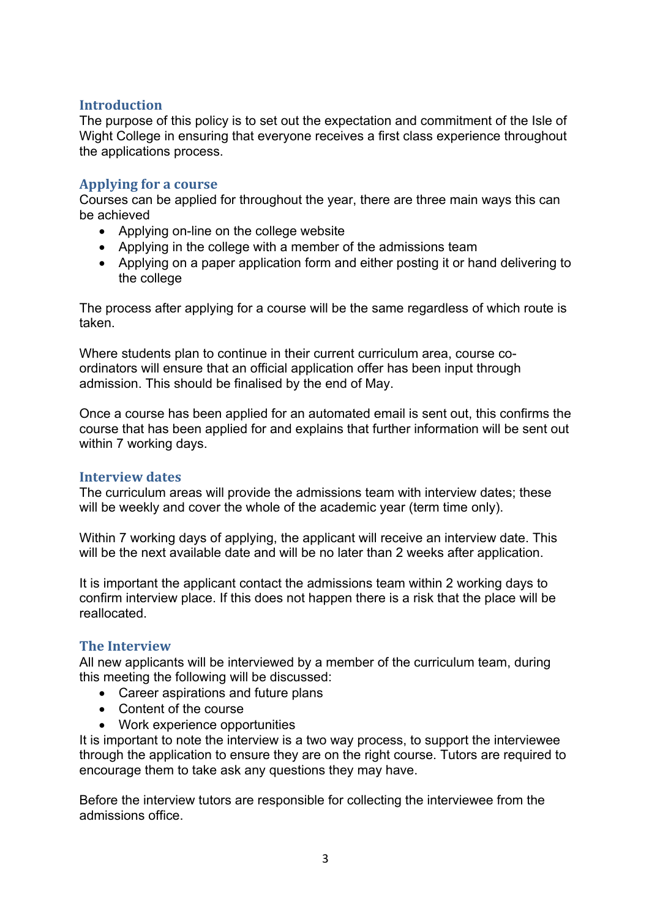## Introduction

The purpose of this policy is to set out the expectation and commitment of the Isle of Wight College in ensuring that everyone receives a first class experience throughout the applications process.

## Applying for a course

Courses can be applied for throughout the year, there are three main ways this can be achieved

- Applying on-line on the college website
- Applying in the college with a member of the admissions team
- Applying on a paper application form and either posting it or hand delivering to the college

The process after applying for a course will be the same regardless of which route is taken.

Where students plan to continue in their current curriculum area, course co-ordinators will ensure that an official application offer has been input through admission. This should be finalised by the end of May.

Once a course has been applied for an automated email is sent out, this confirms the course that has been applied for and explains that further information will be sent out within 7 working days.

## Interview dates

The curriculum areas will provide the admissions team with interview dates; these will be weekly and cover the whole of the academic year (term time only).

Within 7 working days of applying, the applicant will receive an interview date. This will be the next available date and will be no later than 2 weeks after application.

It is important the applicant contact the admissions team within 2 working days to confirm interview place. If this does not happen there is a risk that the place will be reallocated.

## The Interview

All new applicants will be interviewed by a member of the curriculum team, during this meeting the following will be discussed:

- Career aspirations and future plans
- Content of the course
- Work experience opportunities

It is important to note the interview is a two way process, to support the interviewee through the application to ensure they are on the right course. Tutors are required to encourage them to take ask any questions they may have.

Before the interview tutors are responsible for collecting the interviewee from the admissions office.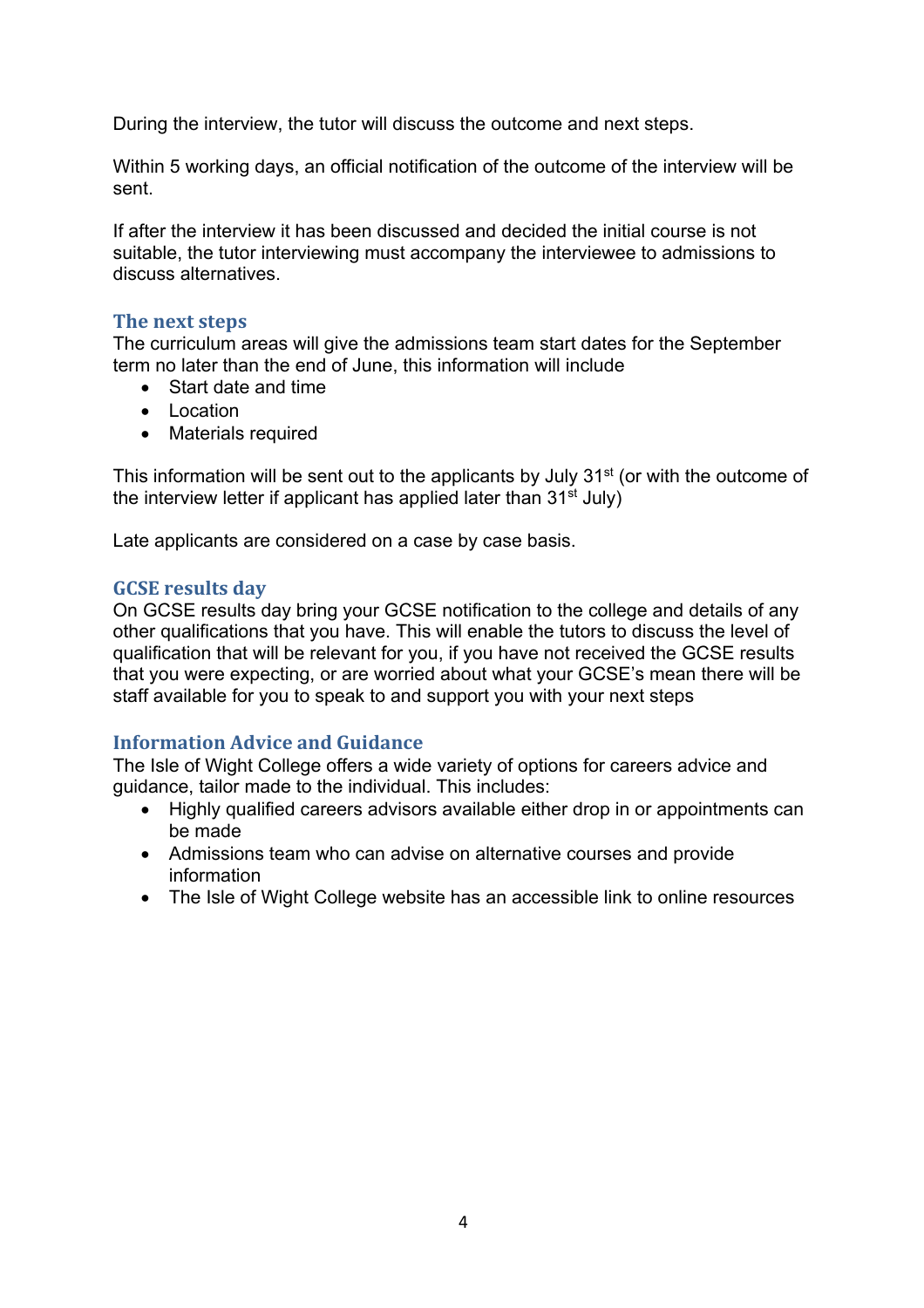During the interview, the tutor will discuss the outcome and next steps.

Within 5 working days, an official notification of the outcome of the interview will be sent.

If after the interview it has been discussed and decided the initial course is not suitable, the tutor interviewing must accompany the interviewee to admissions to discuss alternatives.

## The next steps

The curriculum areas will give the admissions team start dates for the September term no later than the end of June, this information will include

- Start date and time
- Location
- Materials required

This information will be sent out to the applicants by July 31st (or with the outcome of the interview letter if applicant has applied later than 31st July)

Late applicants are considered on a case by case basis.

## GCSE results day

On GCSE results day bring your GCSE notification to the college and details of any other qualifications that you have. This will enable the tutors to discuss the level of qualification that will be relevant for you, if you have not received the GCSE results that you were expecting, or are worried about what your GCSE's mean there will be staff available for you to speak to and support you with your next steps

## Information Advice and Guidance

The Isle of Wight College offers a wide variety of options for careers advice and guidance, tailor made to the individual. This includes:

- Highly qualified careers advisors available either drop in or appointments can be made
- Admissions team who can advise on alternative courses and provide information
- The Isle of Wight College website has an accessible link to online resources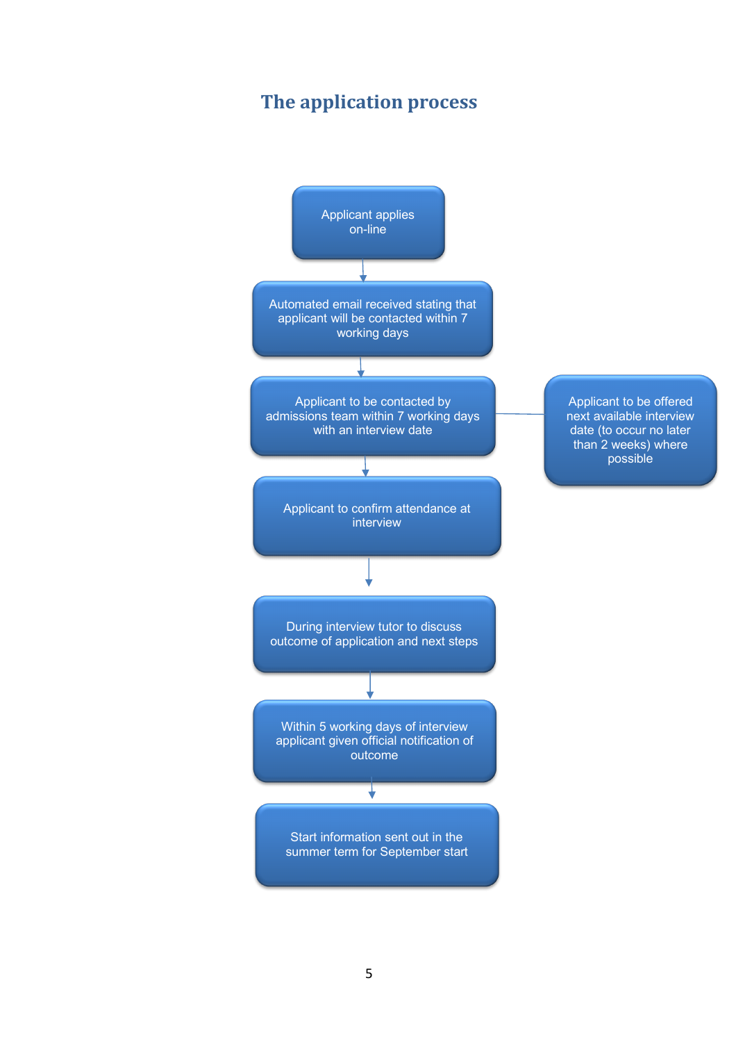# The application process

Applicant applies on-line

Automated email received stating that applicant will be contacted within 7 working days

Applicant to be contacted by admissions team within 7 working days with an interview date

Applicant to be offered next available interview date (to occur no later than 2 weeks) where possible

Applicant to confirm attendance at interview

During interview tutor to discuss outcome of application and next steps

Within 5 working days of interview applicant given official notification of outcome

Start information sent out in the summer term for September start